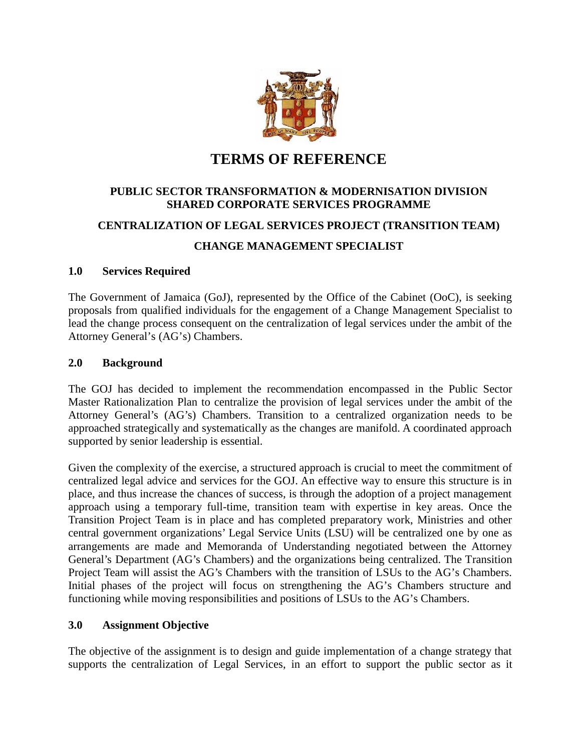# TERMS OF REFERENCE

**PUBLIC SECTOR TRANSFORMATION & MODERNISATION DIVISION**
**SHARED CORPORATE SERVICES PROGRAMME**

**CENTRALIZATION OF LEGAL SERVICES PROJECT (TRANSITION TEAM)**

**CHANGE MANAGEMENT SPECIALIST**

## 1.0 Services Required

The Government of Jamaica (GoJ), represented by the Office of the Cabinet (OoC), is seeking proposals from qualified individuals for the engagement of a Change Management Specialist to lead the change process consequent on the centralization of legal services under the ambit of the Attorney General's (AG's) Chambers.

## 2.0 Background

The GOJ has decided to implement the recommendation encompassed in the Public Sector Master Rationalization Plan to centralize the provision of legal services under the ambit of the Attorney General's (AG's) Chambers. Transition to a centralized organization needs to be approached strategically and systematically as the changes are manifold. A coordinated approach supported by senior leadership is essential.

Given the complexity of the exercise, a structured approach is crucial to meet the commitment of centralized legal advice and services for the GOJ. An effective way to ensure this structure is in place, and thus increase the chances of success, is through the adoption of a project management approach using a temporary full-time, transition team with expertise in key areas. Once the Transition Project Team is in place and has completed preparatory work, Ministries and other central government organizations' Legal Service Units (LSU) will be centralized one by one as arrangements are made and Memoranda of Understanding negotiated between the Attorney General's Department (AG's Chambers) and the organizations being centralized. The Transition Project Team will assist the AG's Chambers with the transition of LSUs to the AG's Chambers. Initial phases of the project will focus on strengthening the AG's Chambers structure and functioning while moving responsibilities and positions of LSUs to the AG's Chambers.

## 3.0 Assignment Objective

The objective of the assignment is to design and guide implementation of a change strategy that supports the centralization of Legal Services, in an effort to support the public sector as it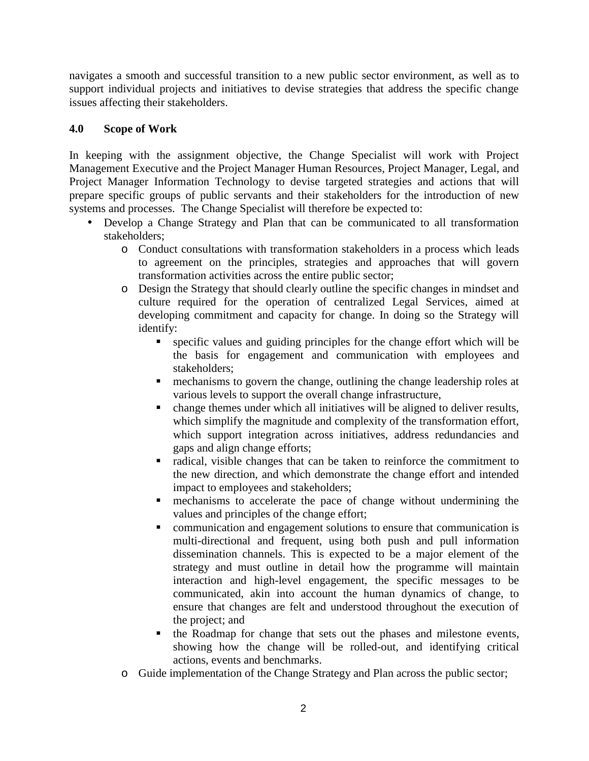navigates a smooth and successful transition to a new public sector environment, as well as to support individual projects and initiatives to devise strategies that address the specific change issues affecting their stakeholders.

**4.0 Scope of Work**

In keeping with the assignment objective, the Change Specialist will work with Project Management Executive and the Project Manager Human Resources, Project Manager, Legal, and Project Manager Information Technology to devise targeted strategies and actions that will prepare specific groups of public servants and their stakeholders for the introduction of new systems and processes. The Change Specialist will therefore be expected to:

- Develop a Change Strategy and Plan that can be communicated to all transformation stakeholders;
  - Conduct consultations with transformation stakeholders in a process which leads to agreement on the principles, strategies and approaches that will govern transformation activities across the entire public sector;
  - Design the Strategy that should clearly outline the specific changes in mindset and culture required for the operation of centralized Legal Services, aimed at developing commitment and capacity for change. In doing so the Strategy will identify:
    - specific values and guiding principles for the change effort which will be the basis for engagement and communication with employees and stakeholders;
    - mechanisms to govern the change, outlining the change leadership roles at various levels to support the overall change infrastructure,
    - change themes under which all initiatives will be aligned to deliver results, which simplify the magnitude and complexity of the transformation effort, which support integration across initiatives, address redundancies and gaps and align change efforts;
    - radical, visible changes that can be taken to reinforce the commitment to the new direction, and which demonstrate the change effort and intended impact to employees and stakeholders;
    - mechanisms to accelerate the pace of change without undermining the values and principles of the change effort;
    - communication and engagement solutions to ensure that communication is multi-directional and frequent, using both push and pull information dissemination channels. This is expected to be a major element of the strategy and must outline in detail how the programme will maintain interaction and high-level engagement, the specific messages to be communicated, akin into account the human dynamics of change, to ensure that changes are felt and understood throughout the execution of the project; and
    - the Roadmap for change that sets out the phases and milestone events, showing how the change will be rolled-out, and identifying critical actions, events and benchmarks.
  - Guide implementation of the Change Strategy and Plan across the public sector;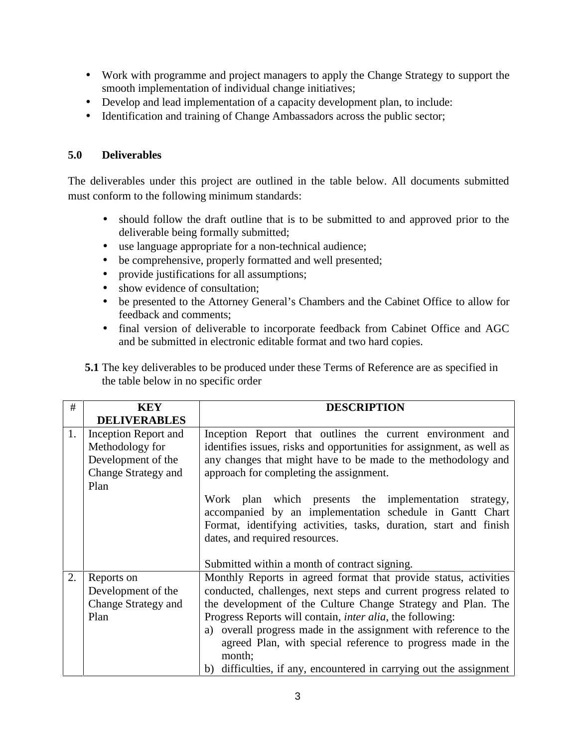- Work with programme and project managers to apply the Change Strategy to support the smooth implementation of individual change initiatives;
- Develop and lead implementation of a capacity development plan, to include:
- Identification and training of Change Ambassadors across the public sector;

## 5.0 Deliverables

The deliverables under this project are outlined in the table below. All documents submitted must conform to the following minimum standards:

- should follow the draft outline that is to be submitted to and approved prior to the deliverable being formally submitted;
- use language appropriate for a non-technical audience;
- be comprehensive, properly formatted and well presented;
- provide justifications for all assumptions;
- show evidence of consultation;
- be presented to the Attorney General's Chambers and the Cabinet Office to allow for feedback and comments;
- final version of deliverable to incorporate feedback from Cabinet Office and AGC and be submitted in electronic editable format and two hard copies.

**5.1** The key deliverables to be produced under these Terms of Reference are as specified in the table below in no specific order

| # | KEY DELIVERABLES | DESCRIPTION |
|---|---|---|
| 1. | Inception Report and Methodology for Development of the Change Strategy and Plan | Inception Report that outlines the current environment and identifies issues, risks and opportunities for assignment, as well as any changes that might have to be made to the methodology and approach for completing the assignment.<br><br>Work plan which presents the implementation strategy, accompanied by an implementation schedule in Gantt Chart Format, identifying activities, tasks, duration, start and finish dates, and required resources.<br><br>Submitted within a month of contract signing. |
| 2. | Reports on Development of the Change Strategy and Plan | Monthly Reports in agreed format that provide status, activities conducted, challenges, next steps and current progress related to the development of the Culture Change Strategy and Plan. The Progress Reports will contain, *inter alia*, the following:<br>a) overall progress made in the assignment with reference to the agreed Plan, with special reference to progress made in the month;<br>b) difficulties, if any, encountered in carrying out the assignment |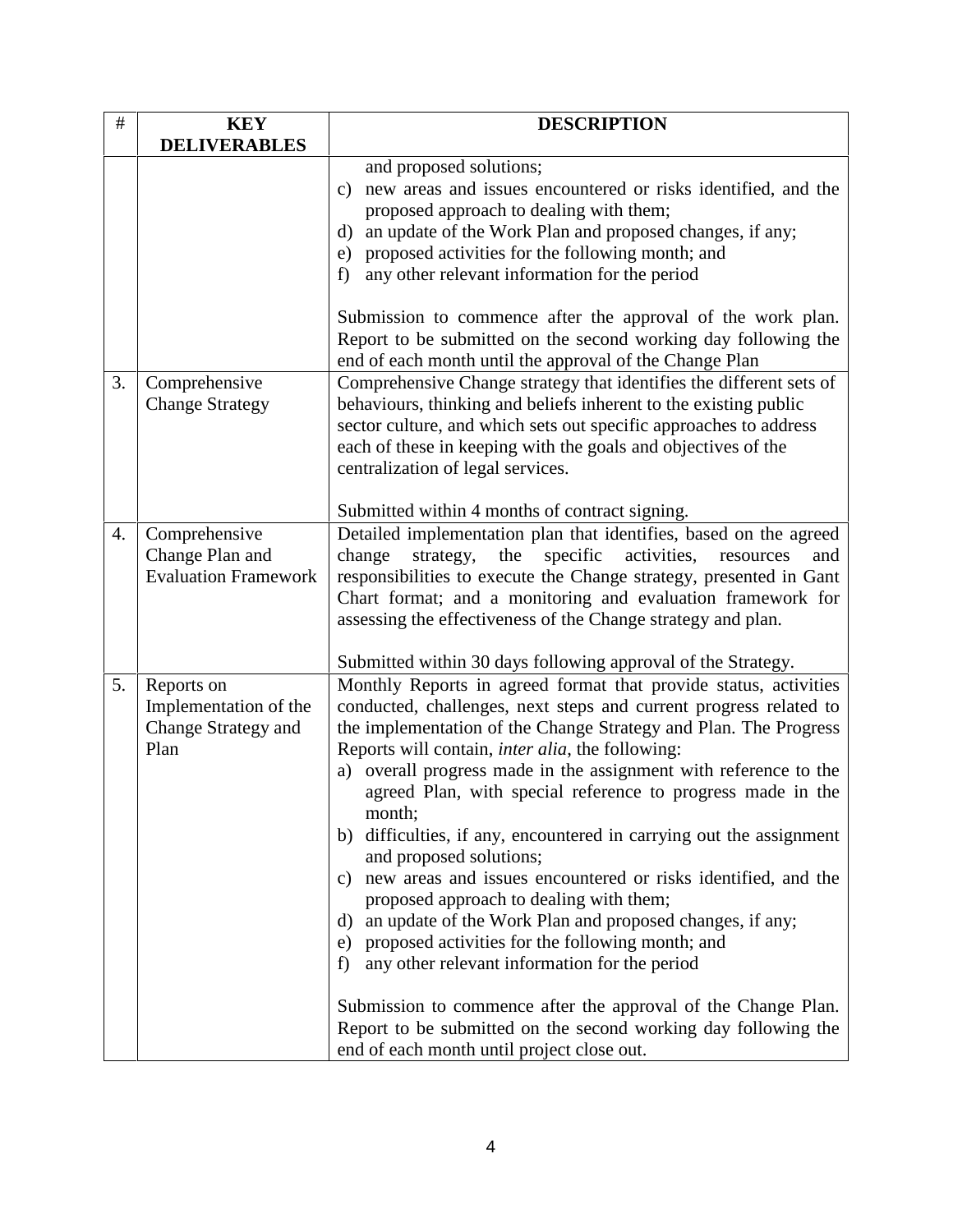| # | KEY DELIVERABLES | DESCRIPTION |
|---|---|---|
| | | and proposed solutions;<br>c) new areas and issues encountered or risks identified, and the proposed approach to dealing with them;<br>d) an update of the Work Plan and proposed changes, if any;<br>e) proposed activities for the following month; and<br>f) any other relevant information for the period<br><br>Submission to commence after the approval of the work plan. Report to be submitted on the second working day following the end of each month until the approval of the Change Plan |
| 3. | Comprehensive Change Strategy | Comprehensive Change strategy that identifies the different sets of behaviours, thinking and beliefs inherent to the existing public sector culture, and which sets out specific approaches to address each of these in keeping with the goals and objectives of the centralization of legal services.<br><br>Submitted within 4 months of contract signing. |
| 4. | Comprehensive Change Plan and Evaluation Framework | Detailed implementation plan that identifies, based on the agreed change strategy, the specific activities, resources and responsibilities to execute the Change strategy, presented in Gant Chart format; and a monitoring and evaluation framework for assessing the effectiveness of the Change strategy and plan.<br><br>Submitted within 30 days following approval of the Strategy. |
| 5. | Reports on Implementation of the Change Strategy and Plan | Monthly Reports in agreed format that provide status, activities conducted, challenges, next steps and current progress related to the implementation of the Change Strategy and Plan. The Progress Reports will contain, *inter alia*, the following:<br>a) overall progress made in the assignment with reference to the agreed Plan, with special reference to progress made in the month;<br>b) difficulties, if any, encountered in carrying out the assignment and proposed solutions;<br>c) new areas and issues encountered or risks identified, and the proposed approach to dealing with them;<br>d) an update of the Work Plan and proposed changes, if any;<br>e) proposed activities for the following month; and<br>f) any other relevant information for the period<br><br>Submission to commence after the approval of the Change Plan. Report to be submitted on the second working day following the end of each month until project close out. |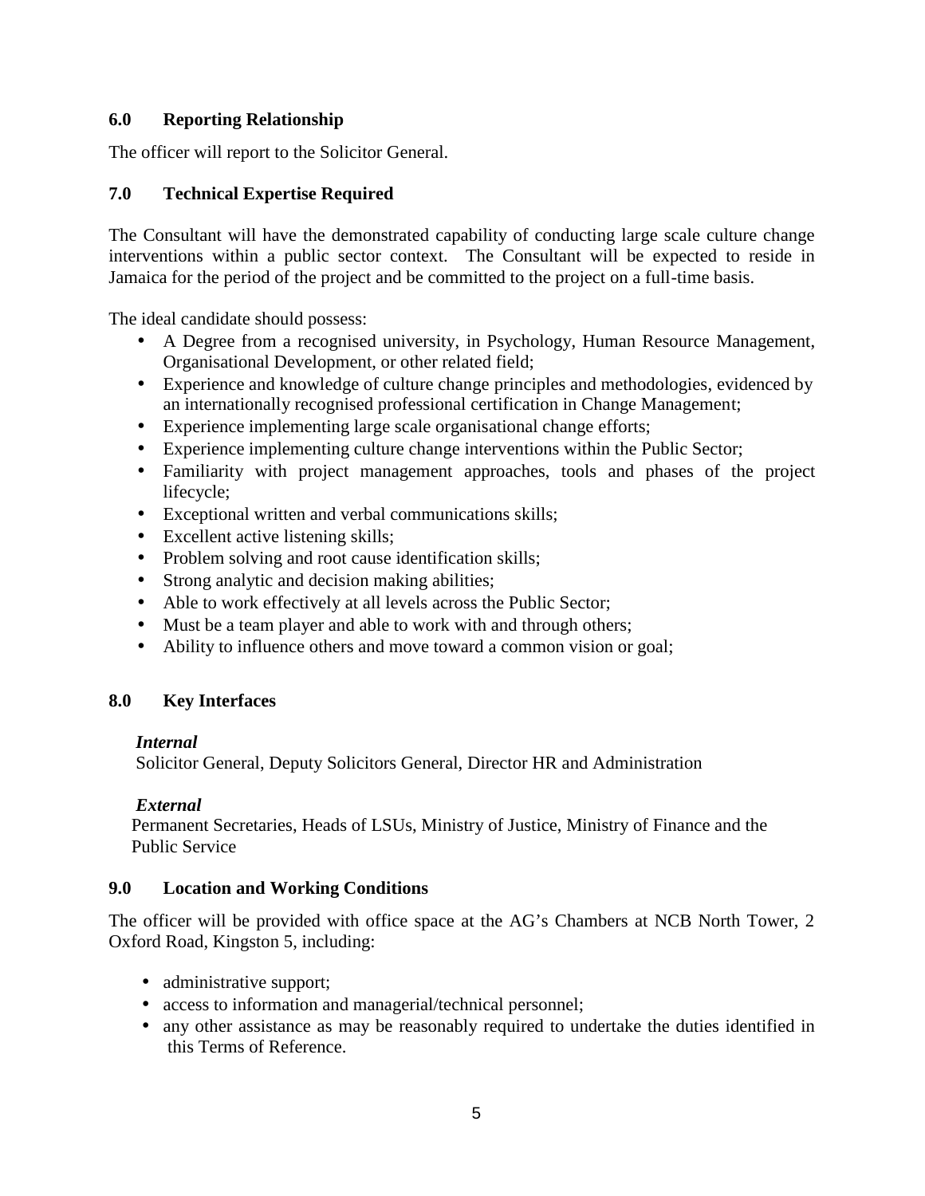## 6.0 Reporting Relationship

The officer will report to the Solicitor General.

## 7.0 Technical Expertise Required

The Consultant will have the demonstrated capability of conducting large scale culture change interventions within a public sector context. The Consultant will be expected to reside in Jamaica for the period of the project and be committed to the project on a full-time basis.

The ideal candidate should possess:

- A Degree from a recognised university, in Psychology, Human Resource Management, Organisational Development, or other related field;
- Experience and knowledge of culture change principles and methodologies, evidenced by an internationally recognised professional certification in Change Management;
- Experience implementing large scale organisational change efforts;
- Experience implementing culture change interventions within the Public Sector;
- Familiarity with project management approaches, tools and phases of the project lifecycle;
- Exceptional written and verbal communications skills;
- Excellent active listening skills;
- Problem solving and root cause identification skills;
- Strong analytic and decision making abilities;
- Able to work effectively at all levels across the Public Sector;
- Must be a team player and able to work with and through others;
- Ability to influence others and move toward a common vision or goal;

## 8.0 Key Interfaces

***Internal***

Solicitor General, Deputy Solicitors General, Director HR and Administration

***External***

Permanent Secretaries, Heads of LSUs, Ministry of Justice, Ministry of Finance and the Public Service

## 9.0 Location and Working Conditions

The officer will be provided with office space at the AG's Chambers at NCB North Tower, 2 Oxford Road, Kingston 5, including:

- administrative support;
- access to information and managerial/technical personnel;
- any other assistance as may be reasonably required to undertake the duties identified in this Terms of Reference.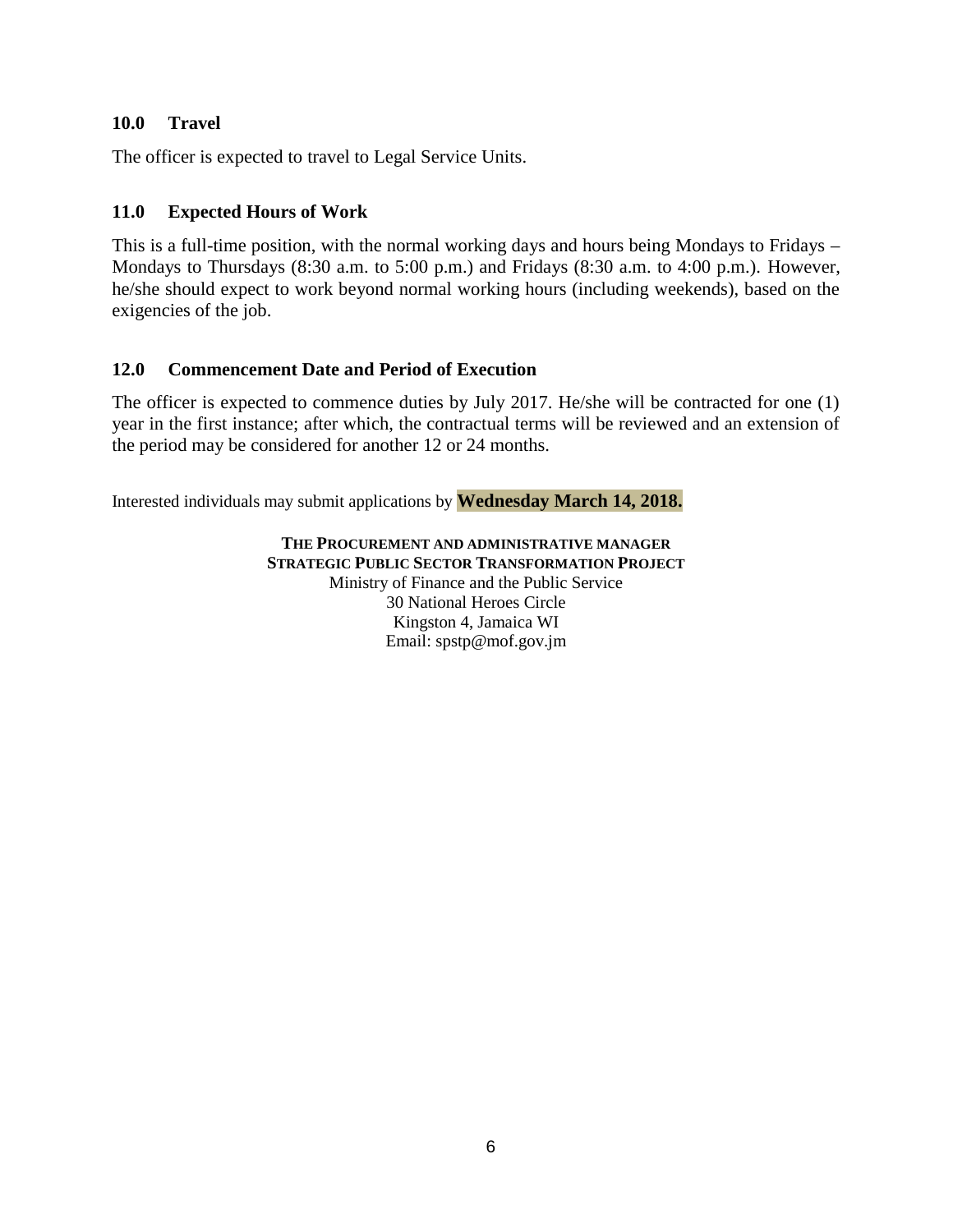## 10.0 Travel

The officer is expected to travel to Legal Service Units.

## 11.0 Expected Hours of Work

This is a full-time position, with the normal working days and hours being Mondays to Fridays – Mondays to Thursdays (8:30 a.m. to 5:00 p.m.) and Fridays (8:30 a.m. to 4:00 p.m.). However, he/she should expect to work beyond normal working hours (including weekends), based on the exigencies of the job.

## 12.0 Commencement Date and Period of Execution

The officer is expected to commence duties by July 2017. He/she will be contracted for one (1) year in the first instance; after which, the contractual terms will be reviewed and an extension of the period may be considered for another 12 or 24 months.

Interested individuals may submit applications by **Wednesday March 14, 2018.**

**THE PROCUREMENT AND ADMINISTRATIVE MANAGER**
**STRATEGIC PUBLIC SECTOR TRANSFORMATION PROJECT**
Ministry of Finance and the Public Service
30 National Heroes Circle
Kingston 4, Jamaica WI
Email: spstp@mof.gov.jm